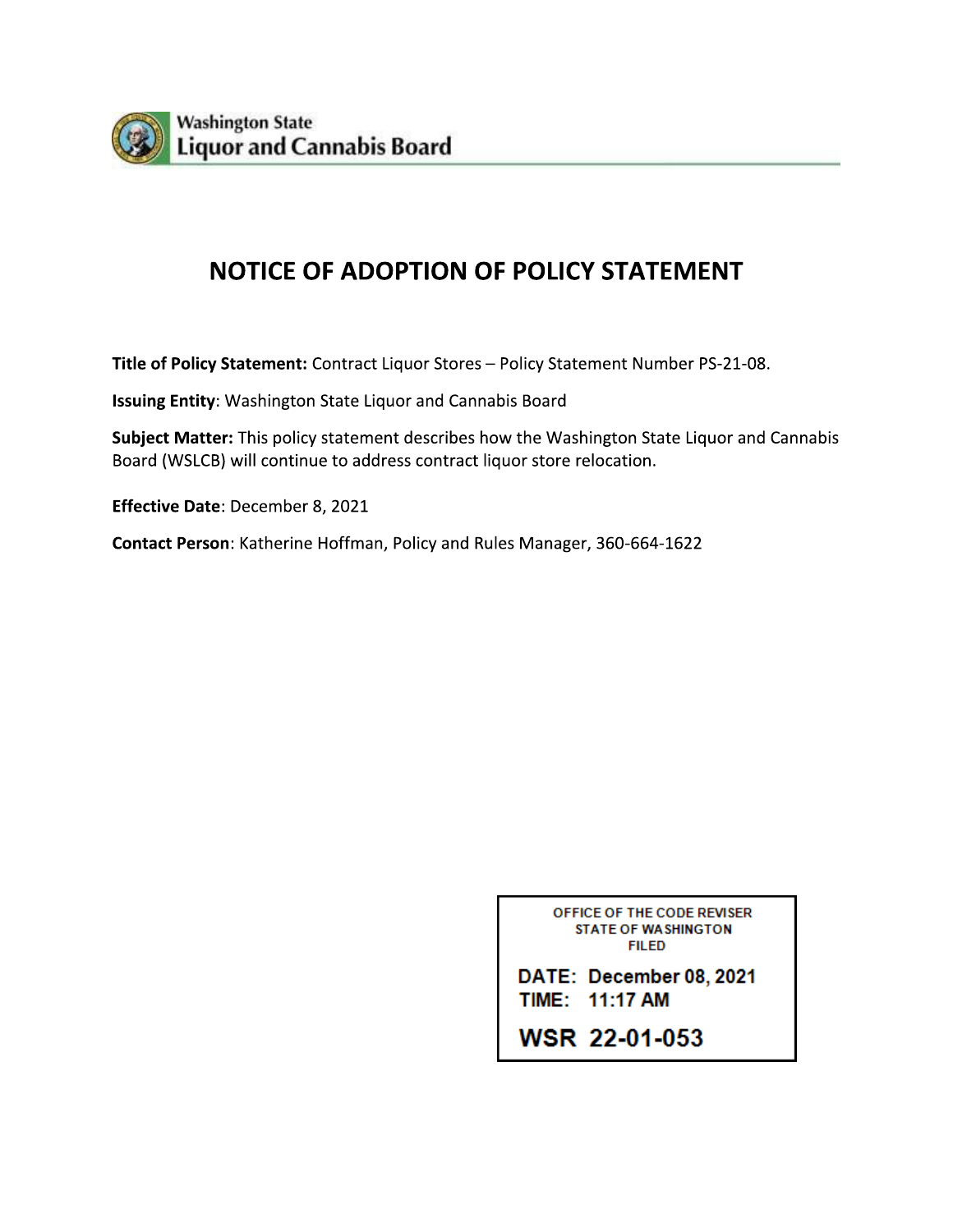Washington State
Liquor and Cannabis Board

# NOTICE OF ADOPTION OF POLICY STATEMENT

**Title of Policy Statement:** Contract Liquor Stores – Policy Statement Number PS-21-08.

**Issuing Entity**: Washington State Liquor and Cannabis Board

**Subject Matter:** This policy statement describes how the Washington State Liquor and Cannabis Board (WSLCB) will continue to address contract liquor store relocation.

**Effective Date**: December 8, 2021

**Contact Person**: Katherine Hoffman, Policy and Rules Manager, 360-664-1622

OFFICE OF THE CODE REVISER
STATE OF WASHINGTON
FILED

**DATE: December 08, 2021**
**TIME: 11:17 AM**

**WSR 22-01-053**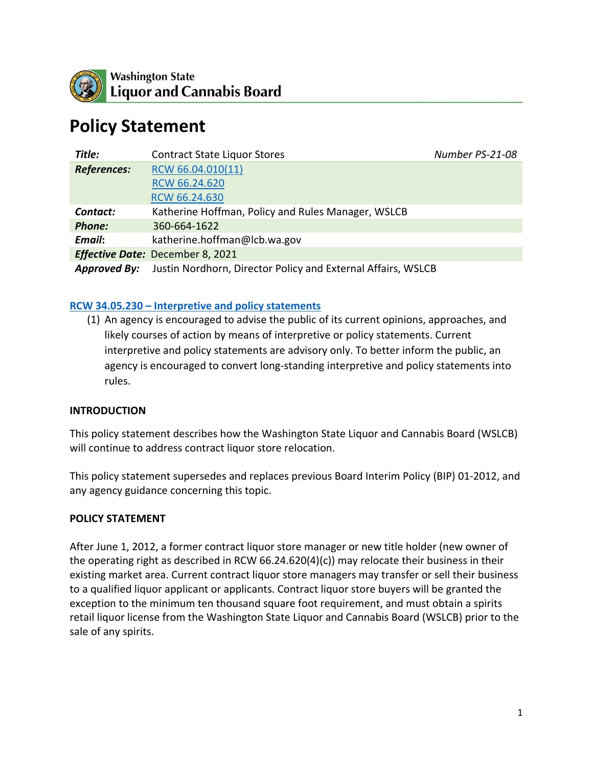Washington State
Liquor and Cannabis Board

# Policy Statement

| | | |
|---|---|---|
| ***Title:*** | Contract State Liquor Stores | *Number PS-21-08* |
| ***References:*** | RCW 66.04.010(11)<br>RCW 66.24.620<br>RCW 66.24.630 | |
| ***Contact:*** | Katherine Hoffman, Policy and Rules Manager, WSLCB | |
| ***Phone:*** | 360-664-1622 | |
| ***Email*:** | katherine.hoffman@lcb.wa.gov | |
| ***Effective Date:*** | December 8, 2021 | |
| ***Approved By:*** | Justin Nordhorn, Director Policy and External Affairs, WSLCB | |

**RCW 34.05.230 – Interpretive and policy statements**

(1) An agency is encouraged to advise the public of its current opinions, approaches, and likely courses of action by means of interpretive or policy statements. Current interpretive and policy statements are advisory only. To better inform the public, an agency is encouraged to convert long-standing interpretive and policy statements into rules.

**INTRODUCTION**

This policy statement describes how the Washington State Liquor and Cannabis Board (WSLCB) will continue to address contract liquor store relocation.

This policy statement supersedes and replaces previous Board Interim Policy (BIP) 01-2012, and any agency guidance concerning this topic.

**POLICY STATEMENT**

After June 1, 2012, a former contract liquor store manager or new title holder (new owner of the operating right as described in RCW 66.24.620(4)(c)) may relocate their business in their existing market area. Current contract liquor store managers may transfer or sell their business to a qualified liquor applicant or applicants. Contract liquor store buyers will be granted the exception to the minimum ten thousand square foot requirement, and must obtain a spirits retail liquor license from the Washington State Liquor and Cannabis Board (WSLCB) prior to the sale of any spirits.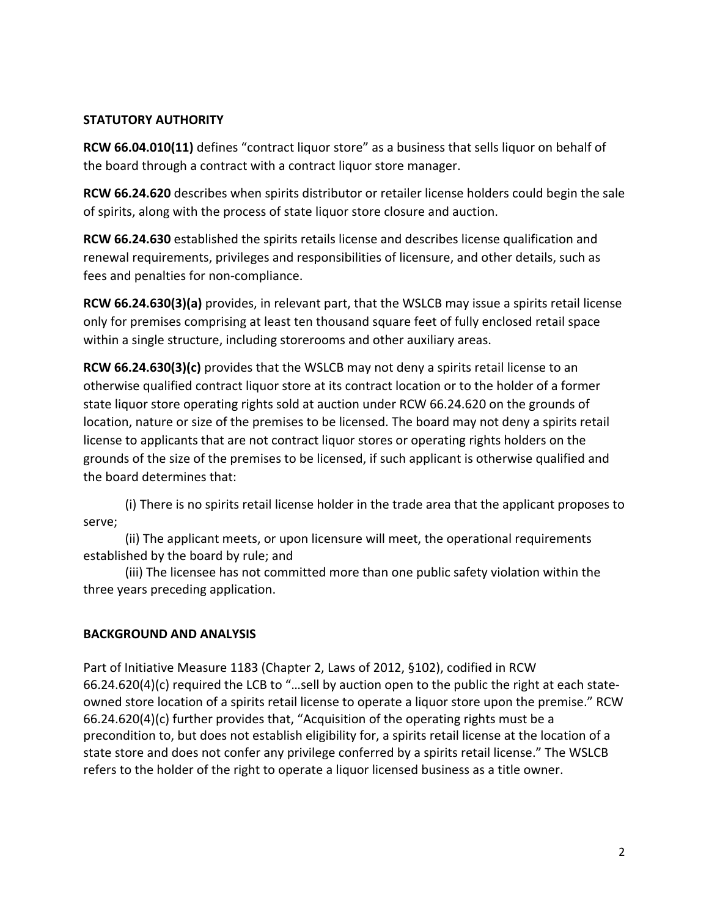## STATUTORY AUTHORITY

**RCW 66.04.010(11)** defines "contract liquor store" as a business that sells liquor on behalf of the board through a contract with a contract liquor store manager.

**RCW 66.24.620** describes when spirits distributor or retailer license holders could begin the sale of spirits, along with the process of state liquor store closure and auction.

**RCW 66.24.630** established the spirits retails license and describes license qualification and renewal requirements, privileges and responsibilities of licensure, and other details, such as fees and penalties for non-compliance.

**RCW 66.24.630(3)(a)** provides, in relevant part, that the WSLCB may issue a spirits retail license only for premises comprising at least ten thousand square feet of fully enclosed retail space within a single structure, including storerooms and other auxiliary areas.

**RCW 66.24.630(3)(c)** provides that the WSLCB may not deny a spirits retail license to an otherwise qualified contract liquor store at its contract location or to the holder of a former state liquor store operating rights sold at auction under RCW 66.24.620 on the grounds of location, nature or size of the premises to be licensed. The board may not deny a spirits retail license to applicants that are not contract liquor stores or operating rights holders on the grounds of the size of the premises to be licensed, if such applicant is otherwise qualified and the board determines that:

(i) There is no spirits retail license holder in the trade area that the applicant proposes to serve;

(ii) The applicant meets, or upon licensure will meet, the operational requirements established by the board by rule; and

(iii) The licensee has not committed more than one public safety violation within the three years preceding application.

## BACKGROUND AND ANALYSIS

Part of Initiative Measure 1183 (Chapter 2, Laws of 2012, §102), codified in RCW 66.24.620(4)(c) required the LCB to "…sell by auction open to the public the right at each state-owned store location of a spirits retail license to operate a liquor store upon the premise." RCW 66.24.620(4)(c) further provides that, "Acquisition of the operating rights must be a precondition to, but does not establish eligibility for, a spirits retail license at the location of a state store and does not confer any privilege conferred by a spirits retail license." The WSLCB refers to the holder of the right to operate a liquor licensed business as a title owner.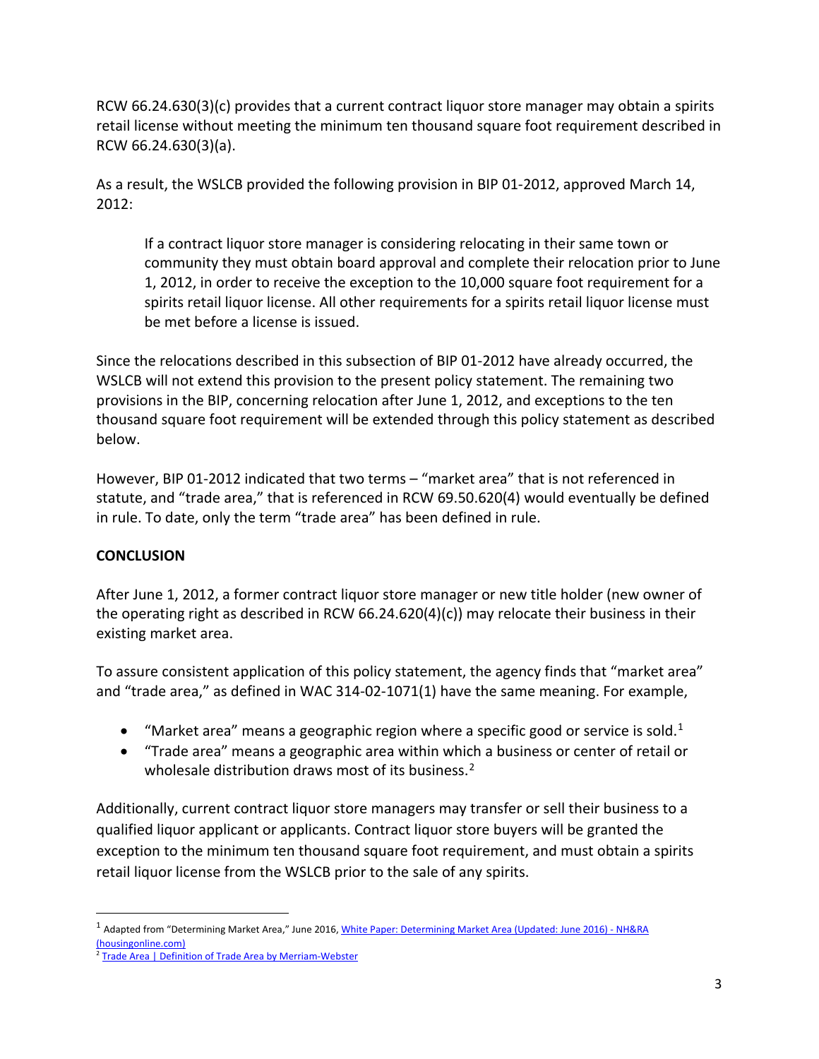RCW 66.24.630(3)(c) provides that a current contract liquor store manager may obtain a spirits retail license without meeting the minimum ten thousand square foot requirement described in RCW 66.24.630(3)(a).

As a result, the WSLCB provided the following provision in BIP 01-2012, approved March 14, 2012:

> If a contract liquor store manager is considering relocating in their same town or community they must obtain board approval and complete their relocation prior to June 1, 2012, in order to receive the exception to the 10,000 square foot requirement for a spirits retail liquor license. All other requirements for a spirits retail liquor license must be met before a license is issued.

Since the relocations described in this subsection of BIP 01-2012 have already occurred, the WSLCB will not extend this provision to the present policy statement. The remaining two provisions in the BIP, concerning relocation after June 1, 2012, and exceptions to the ten thousand square foot requirement will be extended through this policy statement as described below.

However, BIP 01-2012 indicated that two terms – "market area" that is not referenced in statute, and "trade area," that is referenced in RCW 69.50.620(4) would eventually be defined in rule. To date, only the term "trade area" has been defined in rule.

**CONCLUSION**

After June 1, 2012, a former contract liquor store manager or new title holder (new owner of the operating right as described in RCW 66.24.620(4)(c)) may relocate their business in their existing market area.

To assure consistent application of this policy statement, the agency finds that "market area" and "trade area," as defined in WAC 314-02-1071(1) have the same meaning. For example,

- "Market area" means a geographic region where a specific good or service is sold.[1]
- "Trade area" means a geographic area within which a business or center of retail or wholesale distribution draws most of its business.[2]

Additionally, current contract liquor store managers may transfer or sell their business to a qualified liquor applicant or applicants. Contract liquor store buyers will be granted the exception to the minimum ten thousand square foot requirement, and must obtain a spirits retail liquor license from the WSLCB prior to the sale of any spirits.

---

[1] Adapted from "Determining Market Area," June 2016, White Paper: Determining Market Area (Updated: June 2016) - NH&RA (housingonline.com)

[2] Trade Area | Definition of Trade Area by Merriam-Webster